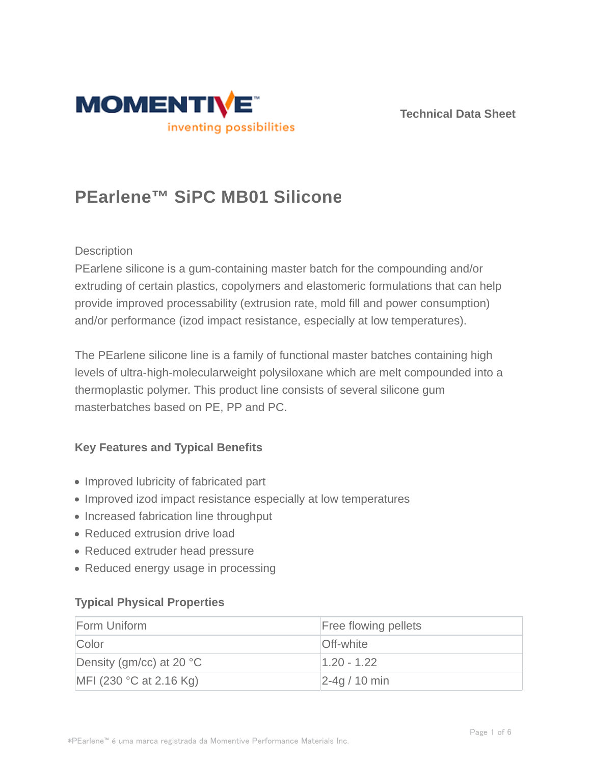Technical Data Sheet

# PEarlene™ SiPC MB01 Silicone

Description

PEarlene silicone is a gum-containing master batch for the compounding and/or extruding of certain plastics, copolymers and elastomeric formulations that can help provide improved processability (extrusion rate, mold fill and power consumption) and/or performance (izod impact resistance, especially at low temperatures).

The PEarlene silicone line is a family of functional master batches containing high levels of ultra-high-molecularweight polysiloxane which are melt compounded into a thermoplastic polymer. This product line consists of several silicone gum masterbatches based on PE, PP and PC.

### Key Features and Typical Benefits

- Improved lubricity of fabricated part
- Improved izod impact resistance especially at low temperatures
- Increased fabrication line throughput
- Reduced extrusion drive load
- Reduced extruder head pressure
- Reduced energy usage in processing

### Typical Physical Properties

| Form Uniform | Free flowing pellets |
|---|---|
| Color | Off-white |
| Density (gm/cc) at 20 °C | 1.20 - 1.22 |
| MFI (230 °C at 2.16 Kg) | 2-4g / 10 min |

*PEarlene™ é uma marca registrada da Momentive Performance Materials Inc.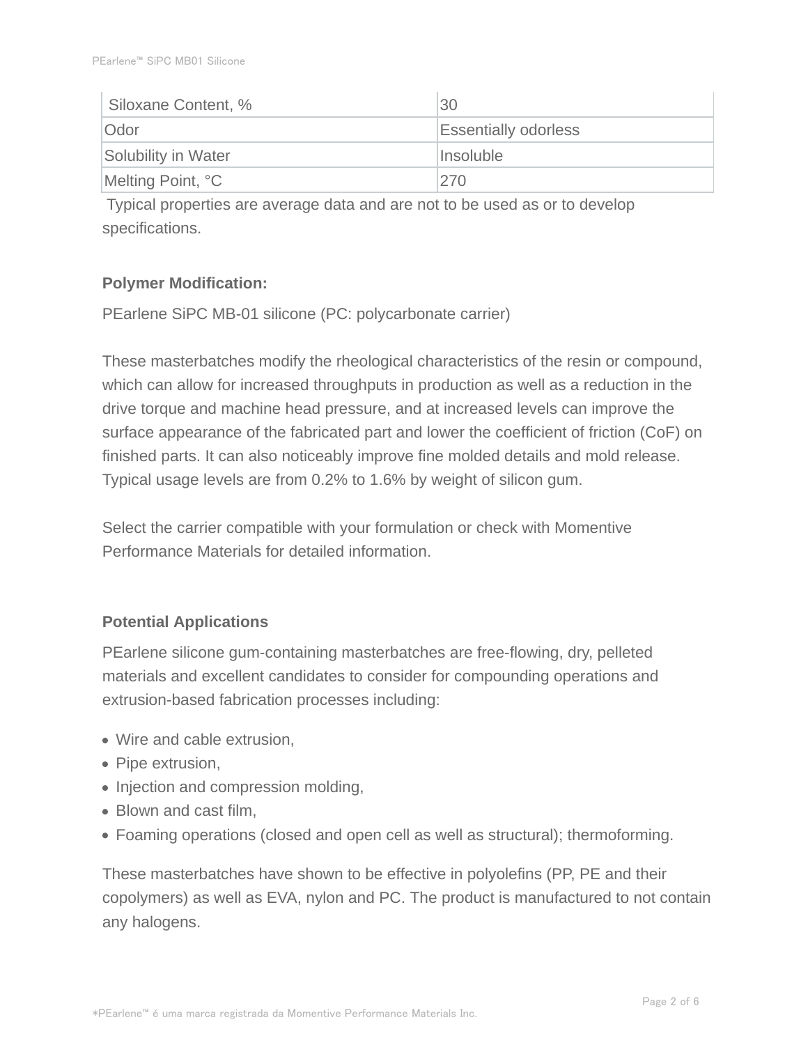| Siloxane Content, % | 30 |
| --- | --- |
| Odor | Essentially odorless |
| Solubility in Water | Insoluble |
| Melting Point, °C | 270 |

Typical properties are average data and are not to be used as or to develop specifications.

**Polymer Modification:**

PEarlene SiPC MB-01 silicone (PC: polycarbonate carrier)

These masterbatches modify the rheological characteristics of the resin or compound, which can allow for increased throughputs in production as well as a reduction in the drive torque and machine head pressure, and at increased levels can improve the surface appearance of the fabricated part and lower the coefficient of friction (CoF) on finished parts. It can also noticeably improve fine molded details and mold release. Typical usage levels are from 0.2% to 1.6% by weight of silicon gum.

Select the carrier compatible with your formulation or check with Momentive Performance Materials for detailed information.

**Potential Applications**

PEarlene silicone gum-containing masterbatches are free-flowing, dry, pelleted materials and excellent candidates to consider for compounding operations and extrusion-based fabrication processes including:

- Wire and cable extrusion,
- Pipe extrusion,
- Injection and compression molding,
- Blown and cast film,
- Foaming operations (closed and open cell as well as structural); thermoforming.

These masterbatches have shown to be effective in polyolefins (PP, PE and their copolymers) as well as EVA, nylon and PC. The product is manufactured to not contain any halogens.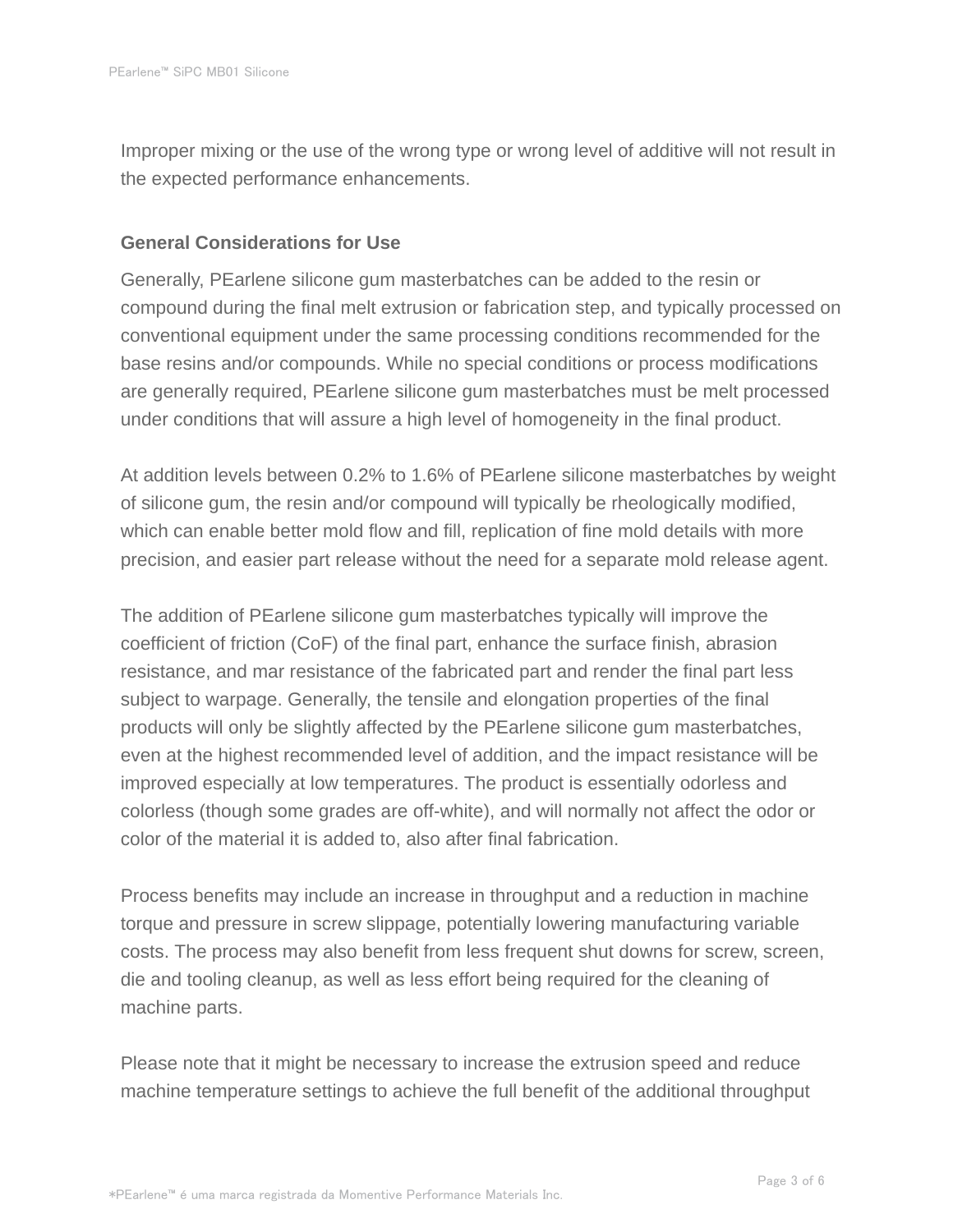Improper mixing or the use of the wrong type or wrong level of additive will not result in the expected performance enhancements.

## General Considerations for Use

Generally, PEarlene silicone gum masterbatches can be added to the resin or compound during the final melt extrusion or fabrication step, and typically processed on conventional equipment under the same processing conditions recommended for the base resins and/or compounds. While no special conditions or process modifications are generally required, PEarlene silicone gum masterbatches must be melt processed under conditions that will assure a high level of homogeneity in the final product.

At addition levels between 0.2% to 1.6% of PEarlene silicone masterbatches by weight of silicone gum, the resin and/or compound will typically be rheologically modified, which can enable better mold flow and fill, replication of fine mold details with more precision, and easier part release without the need for a separate mold release agent.

The addition of PEarlene silicone gum masterbatches typically will improve the coefficient of friction (CoF) of the final part, enhance the surface finish, abrasion resistance, and mar resistance of the fabricated part and render the final part less subject to warpage. Generally, the tensile and elongation properties of the final products will only be slightly affected by the PEarlene silicone gum masterbatches, even at the highest recommended level of addition, and the impact resistance will be improved especially at low temperatures. The product is essentially odorless and colorless (though some grades are off-white), and will normally not affect the odor or color of the material it is added to, also after final fabrication.

Process benefits may include an increase in throughput and a reduction in machine torque and pressure in screw slippage, potentially lowering manufacturing variable costs. The process may also benefit from less frequent shut downs for screw, screen, die and tooling cleanup, as well as less effort being required for the cleaning of machine parts.

Please note that it might be necessary to increase the extrusion speed and reduce machine temperature settings to achieve the full benefit of the additional throughput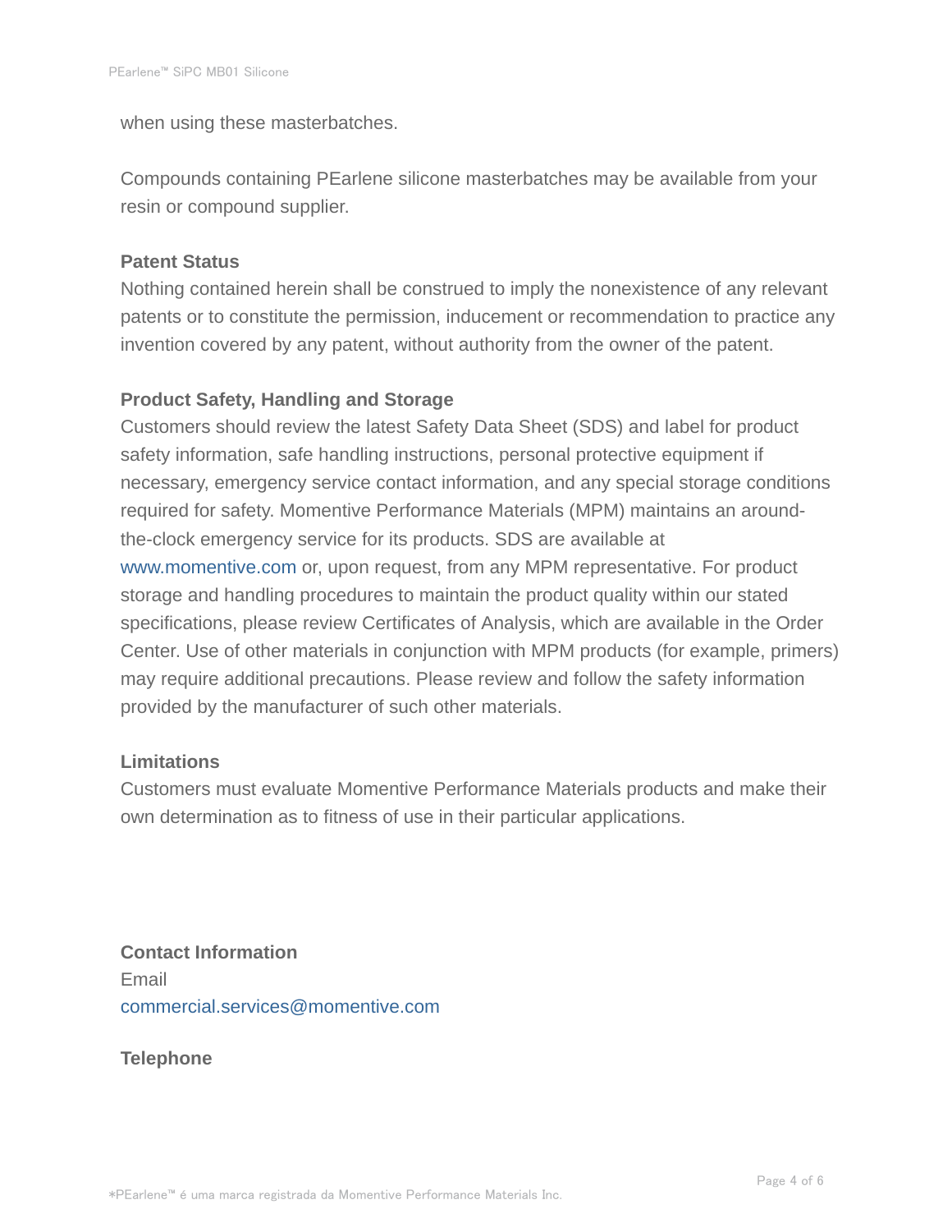when using these masterbatches.

Compounds containing PEarlene silicone masterbatches may be available from your resin or compound supplier.

**Patent Status**

Nothing contained herein shall be construed to imply the nonexistence of any relevant patents or to constitute the permission, inducement or recommendation to practice any invention covered by any patent, without authority from the owner of the patent.

**Product Safety, Handling and Storage**

Customers should review the latest Safety Data Sheet (SDS) and label for product safety information, safe handling instructions, personal protective equipment if necessary, emergency service contact information, and any special storage conditions required for safety. Momentive Performance Materials (MPM) maintains an around-the-clock emergency service for its products. SDS are available at www.momentive.com or, upon request, from any MPM representative. For product storage and handling procedures to maintain the product quality within our stated specifications, please review Certificates of Analysis, which are available in the Order Center. Use of other materials in conjunction with MPM products (for example, primers) may require additional precautions. Please review and follow the safety information provided by the manufacturer of such other materials.

**Limitations**

Customers must evaluate Momentive Performance Materials products and make their own determination as to fitness of use in their particular applications.

**Contact Information**

Email

commercial.services@momentive.com

**Telephone**

*PEarlene™ é uma marca registrada da Momentive Performance Materials Inc.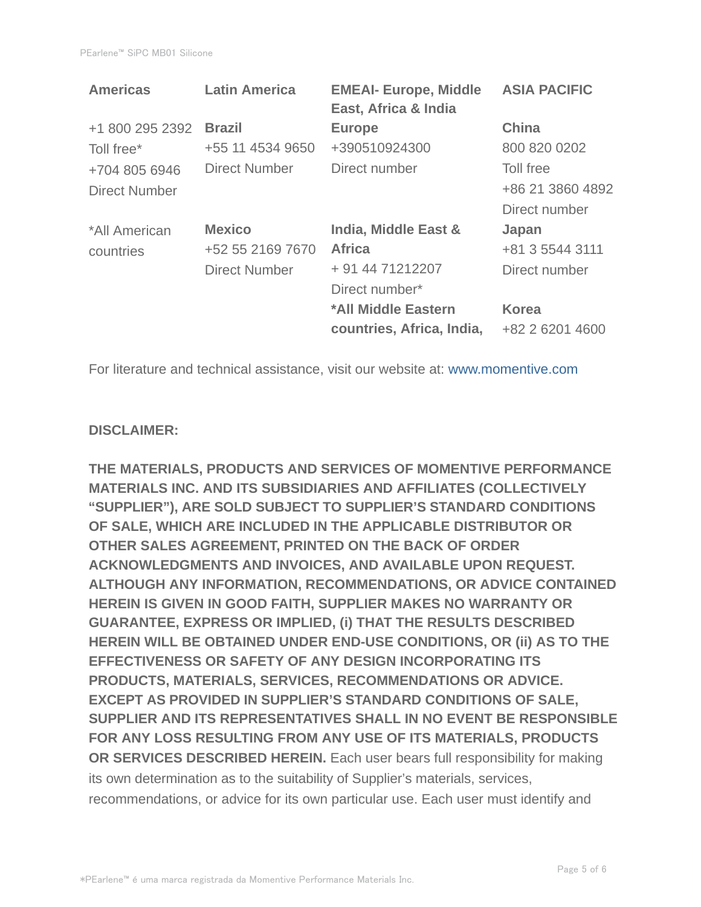| Americas | Latin America | EMEAI- Europe, Middle East, Africa & India | ASIA PACIFIC |
| --- | --- | --- | --- |
| +1 800 295 2392 Toll free* +704 805 6946 Direct Number | **Brazil** +55 11 4534 9650 Direct Number | **Europe** +390510924300 Direct number | **China** 800 820 0202 Toll free +86 21 3860 4892 Direct number |
| *All American countries | **Mexico** +52 55 2169 7670 Direct Number | **India, Middle East & Africa** + 91 44 71212207 Direct number* **\*All Middle Eastern countries, Africa, India,** | **Japan** +81 3 5544 3111 Direct number **Korea** +82 2 6201 4600 |

For literature and technical assistance, visit our website at: www.momentive.com

**DISCLAIMER:**

**THE MATERIALS, PRODUCTS AND SERVICES OF MOMENTIVE PERFORMANCE MATERIALS INC. AND ITS SUBSIDIARIES AND AFFILIATES (COLLECTIVELY "SUPPLIER"), ARE SOLD SUBJECT TO SUPPLIER'S STANDARD CONDITIONS OF SALE, WHICH ARE INCLUDED IN THE APPLICABLE DISTRIBUTOR OR OTHER SALES AGREEMENT, PRINTED ON THE BACK OF ORDER ACKNOWLEDGMENTS AND INVOICES, AND AVAILABLE UPON REQUEST. ALTHOUGH ANY INFORMATION, RECOMMENDATIONS, OR ADVICE CONTAINED HEREIN IS GIVEN IN GOOD FAITH, SUPPLIER MAKES NO WARRANTY OR GUARANTEE, EXPRESS OR IMPLIED, (i) THAT THE RESULTS DESCRIBED HEREIN WILL BE OBTAINED UNDER END-USE CONDITIONS, OR (ii) AS TO THE EFFECTIVENESS OR SAFETY OF ANY DESIGN INCORPORATING ITS PRODUCTS, MATERIALS, SERVICES, RECOMMENDATIONS OR ADVICE. EXCEPT AS PROVIDED IN SUPPLIER'S STANDARD CONDITIONS OF SALE, SUPPLIER AND ITS REPRESENTATIVES SHALL IN NO EVENT BE RESPONSIBLE FOR ANY LOSS RESULTING FROM ANY USE OF ITS MATERIALS, PRODUCTS OR SERVICES DESCRIBED HEREIN.** Each user bears full responsibility for making its own determination as to the suitability of Supplier's materials, services, recommendations, or advice for its own particular use. Each user must identify and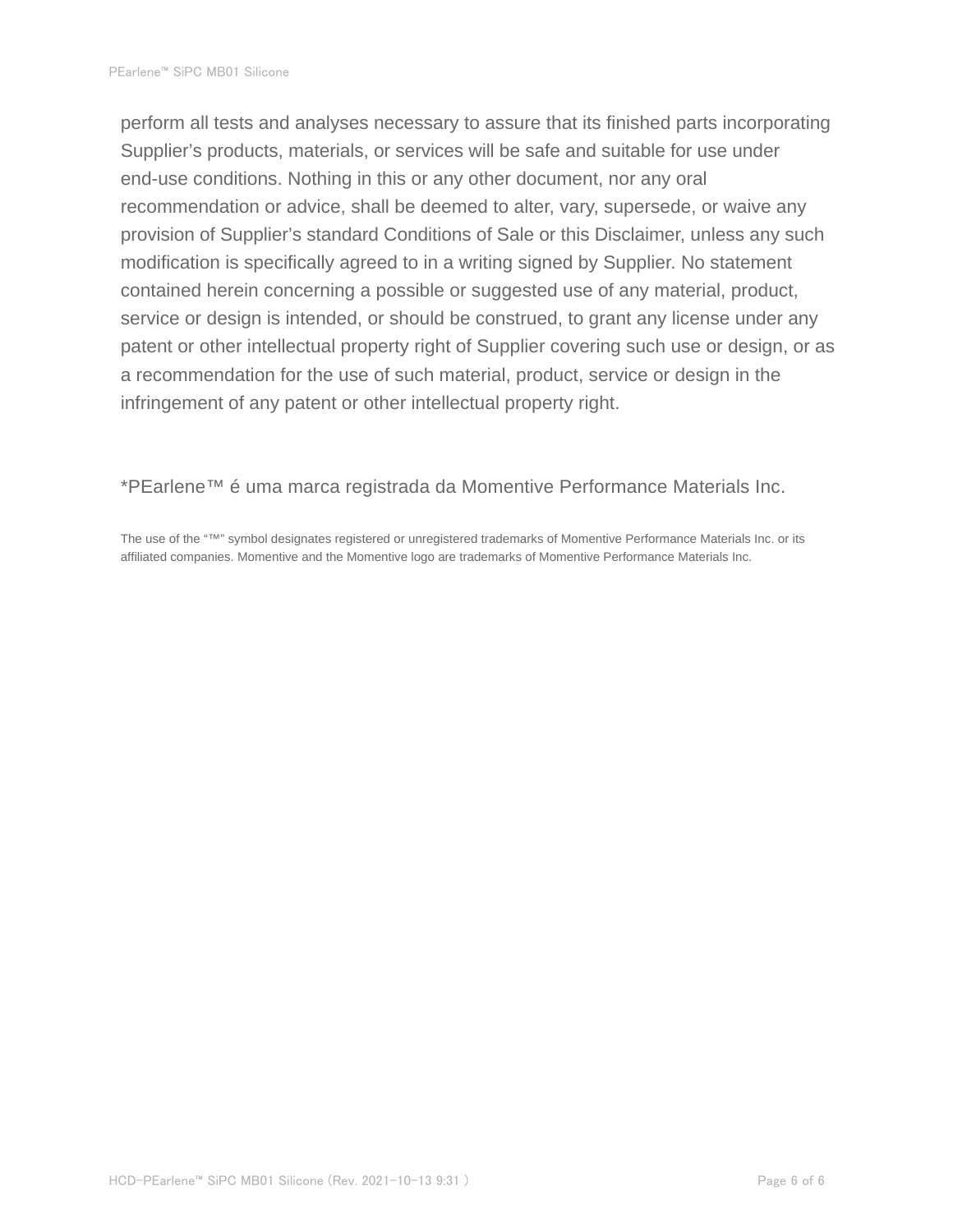perform all tests and analyses necessary to assure that its finished parts incorporating Supplier's products, materials, or services will be safe and suitable for use under end-use conditions. Nothing in this or any other document, nor any oral recommendation or advice, shall be deemed to alter, vary, supersede, or waive any provision of Supplier's standard Conditions of Sale or this Disclaimer, unless any such modification is specifically agreed to in a writing signed by Supplier. No statement contained herein concerning a possible or suggested use of any material, product, service or design is intended, or should be construed, to grant any license under any patent or other intellectual property right of Supplier covering such use or design, or as a recommendation for the use of such material, product, service or design in the infringement of any patent or other intellectual property right.

*PEarlene™ é uma marca registrada da Momentive Performance Materials Inc.

The use of the "™" symbol designates registered or unregistered trademarks of Momentive Performance Materials Inc. or its affiliated companies. Momentive and the Momentive logo are trademarks of Momentive Performance Materials Inc.